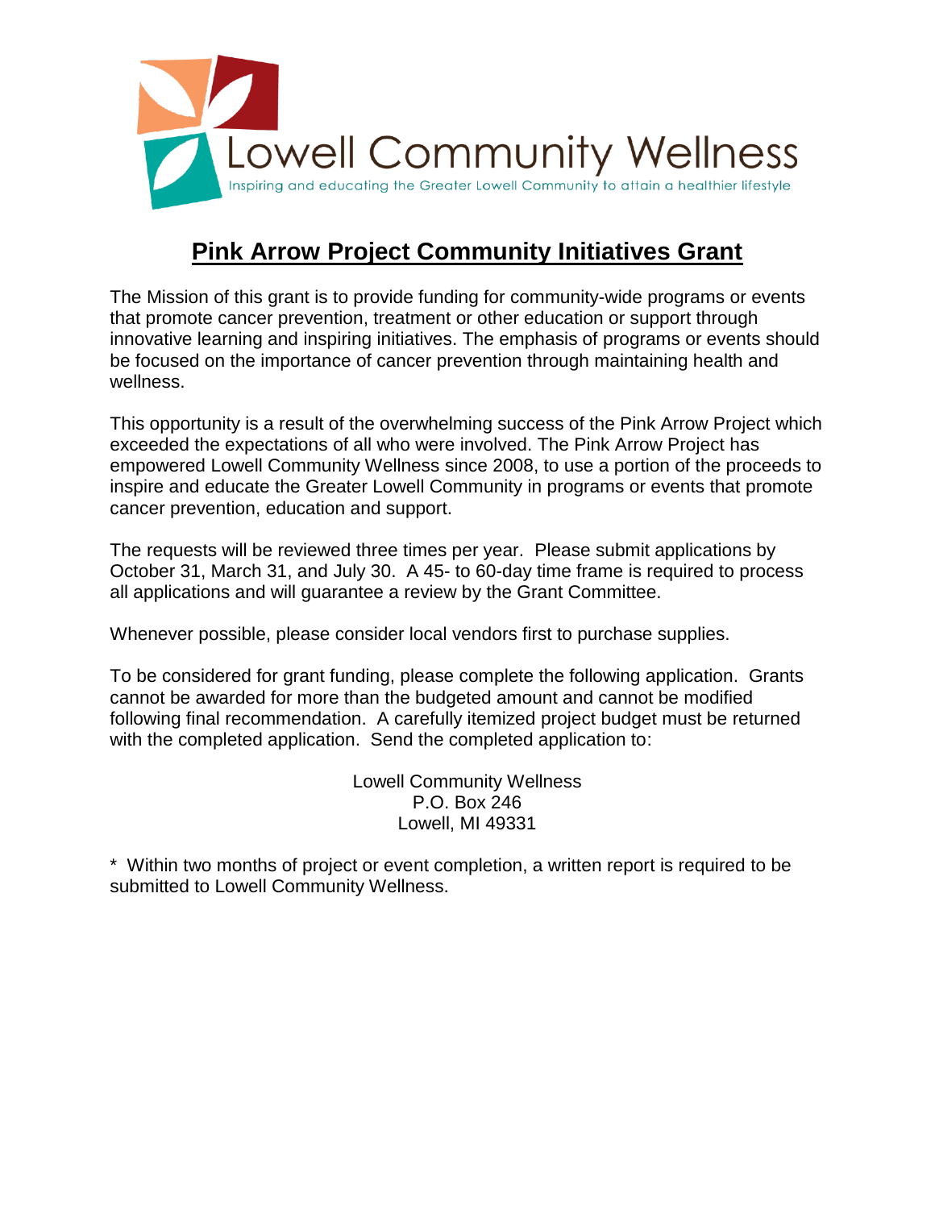Lowell Community Wellness

Inspiring and educating the Greater Lowell Community to attain a healthier lifestyle

# Pink Arrow Project Community Initiatives Grant

The Mission of this grant is to provide funding for community-wide programs or events that promote cancer prevention, treatment or other education or support through innovative learning and inspiring initiatives. The emphasis of programs or events should be focused on the importance of cancer prevention through maintaining health and wellness.

This opportunity is a result of the overwhelming success of the Pink Arrow Project which exceeded the expectations of all who were involved. The Pink Arrow Project has empowered Lowell Community Wellness since 2008, to use a portion of the proceeds to inspire and educate the Greater Lowell Community in programs or events that promote cancer prevention, education and support.

The requests will be reviewed three times per year. Please submit applications by October 31, March 31, and July 30. A 45- to 60-day time frame is required to process all applications and will guarantee a review by the Grant Committee.

Whenever possible, please consider local vendors first to purchase supplies.

To be considered for grant funding, please complete the following application. Grants cannot be awarded for more than the budgeted amount and cannot be modified following final recommendation. A carefully itemized project budget must be returned with the completed application. Send the completed application to:

Lowell Community Wellness
P.O. Box 246
Lowell, MI 49331

* Within two months of project or event completion, a written report is required to be submitted to Lowell Community Wellness.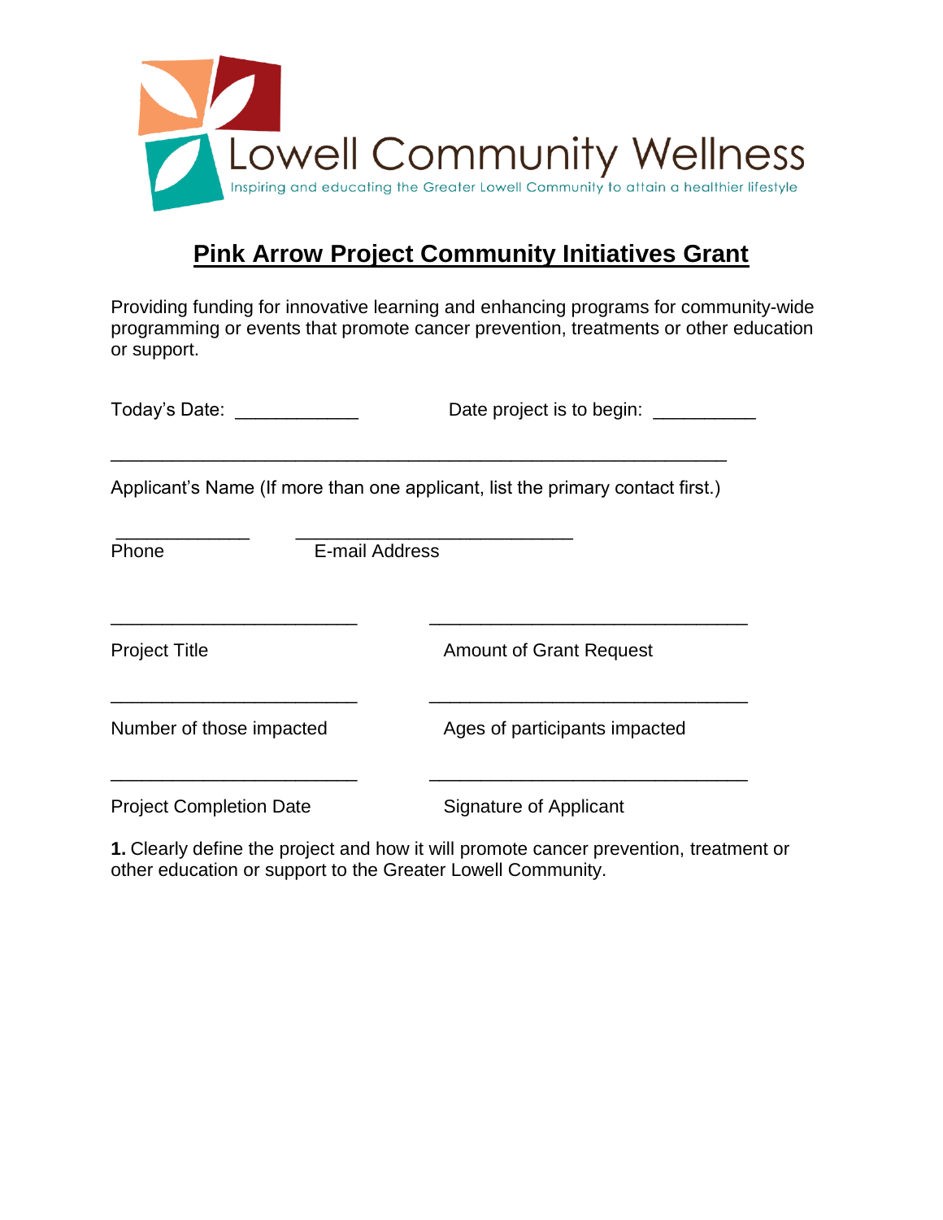Lowell Community Wellness

Inspiring and educating the Greater Lowell Community to attain a healthier lifestyle

## Pink Arrow Project Community Initiatives Grant

Providing funding for innovative learning and enhancing programs for community-wide programming or events that promote cancer prevention, treatments or other education or support.

Today's Date: ____________ Date project is to begin: __________

____________________________________________________________

Applicant's Name (If more than one applicant, list the primary contact first.)

_____________ ___________________________

Phone E-mail Address

________________________ ______________________________

Project Title Amount of Grant Request

________________________ ______________________________

Number of those impacted Ages of participants impacted

________________________ ______________________________

Project Completion Date Signature of Applicant

**1.** Clearly define the project and how it will promote cancer prevention, treatment or other education or support to the Greater Lowell Community.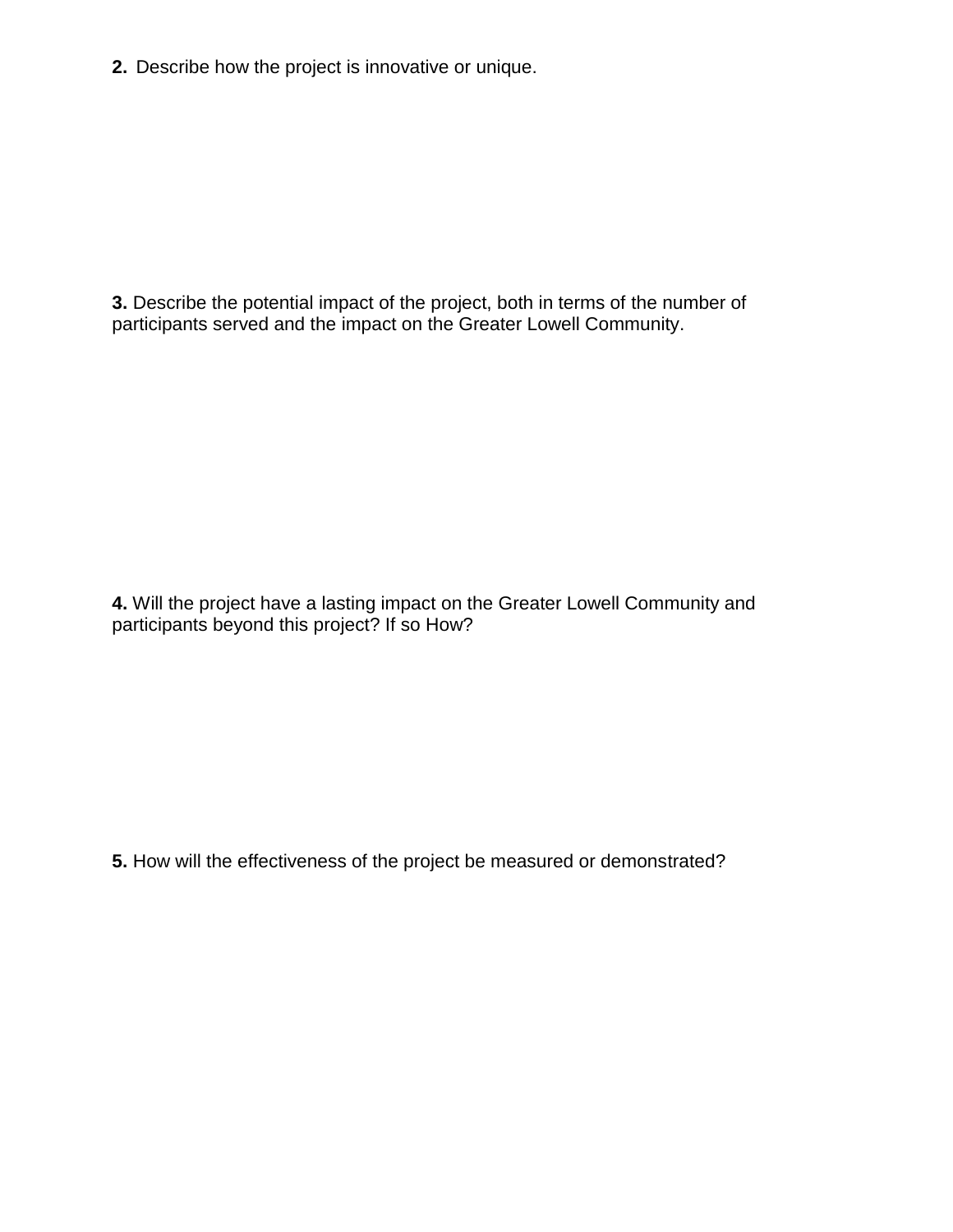**2.** Describe how the project is innovative or unique.

**3.** Describe the potential impact of the project, both in terms of the number of participants served and the impact on the Greater Lowell Community.

**4.** Will the project have a lasting impact on the Greater Lowell Community and participants beyond this project? If so How?

**5.** How will the effectiveness of the project be measured or demonstrated?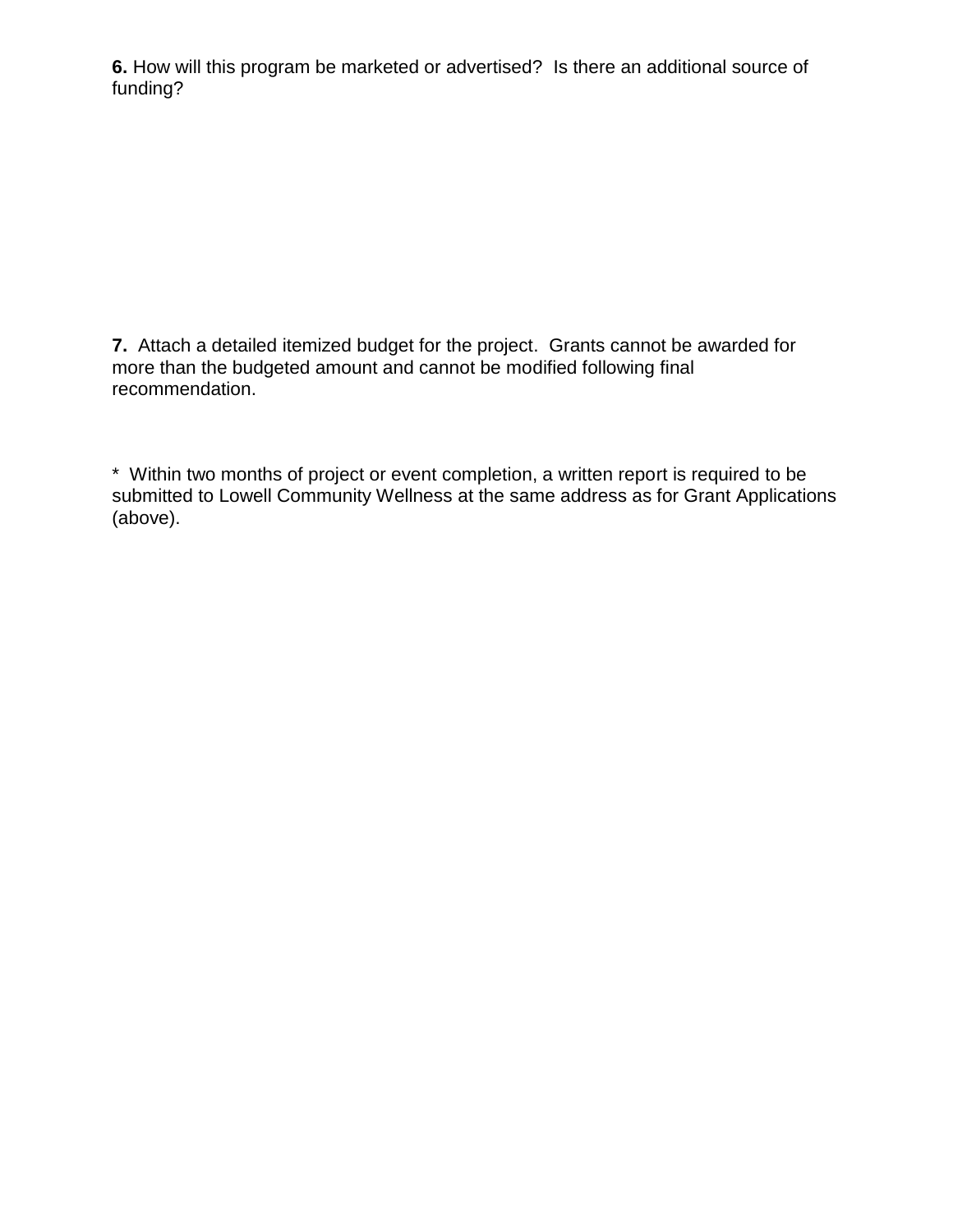**6.** How will this program be marketed or advertised? Is there an additional source of funding?

**7.** Attach a detailed itemized budget for the project. Grants cannot be awarded for more than the budgeted amount and cannot be modified following final recommendation.

* Within two months of project or event completion, a written report is required to be submitted to Lowell Community Wellness at the same address as for Grant Applications (above).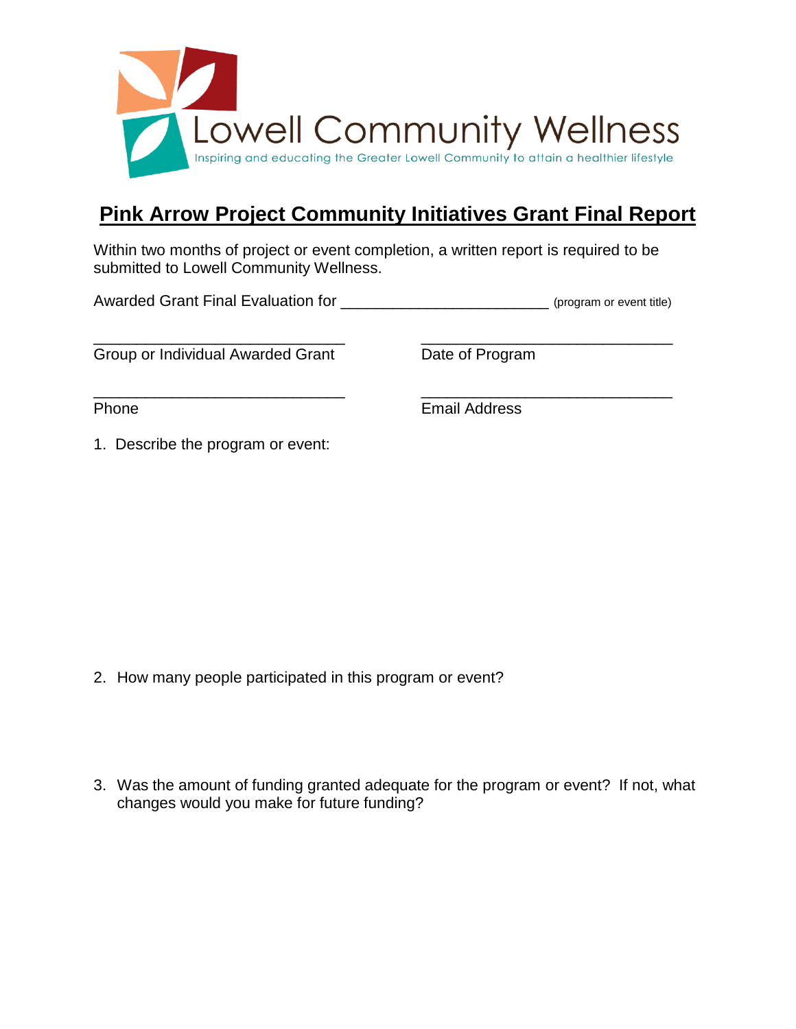Lowell Community Wellness

Inspiring and educating the Greater Lowell Community to attain a healthier lifestyle

# Pink Arrow Project Community Initiatives Grant Final Report

Within two months of project or event completion, a written report is required to be submitted to Lowell Community Wellness.

Awarded Grant Final Evaluation for ________________________ (program or event title)

_____________________________ Group or Individual Awarded Grant

_____________________________ Date of Program

_____________________________ Phone

_____________________________ Email Address

1. Describe the program or event:

2. How many people participated in this program or event?

3. Was the amount of funding granted adequate for the program or event? If not, what changes would you make for future funding?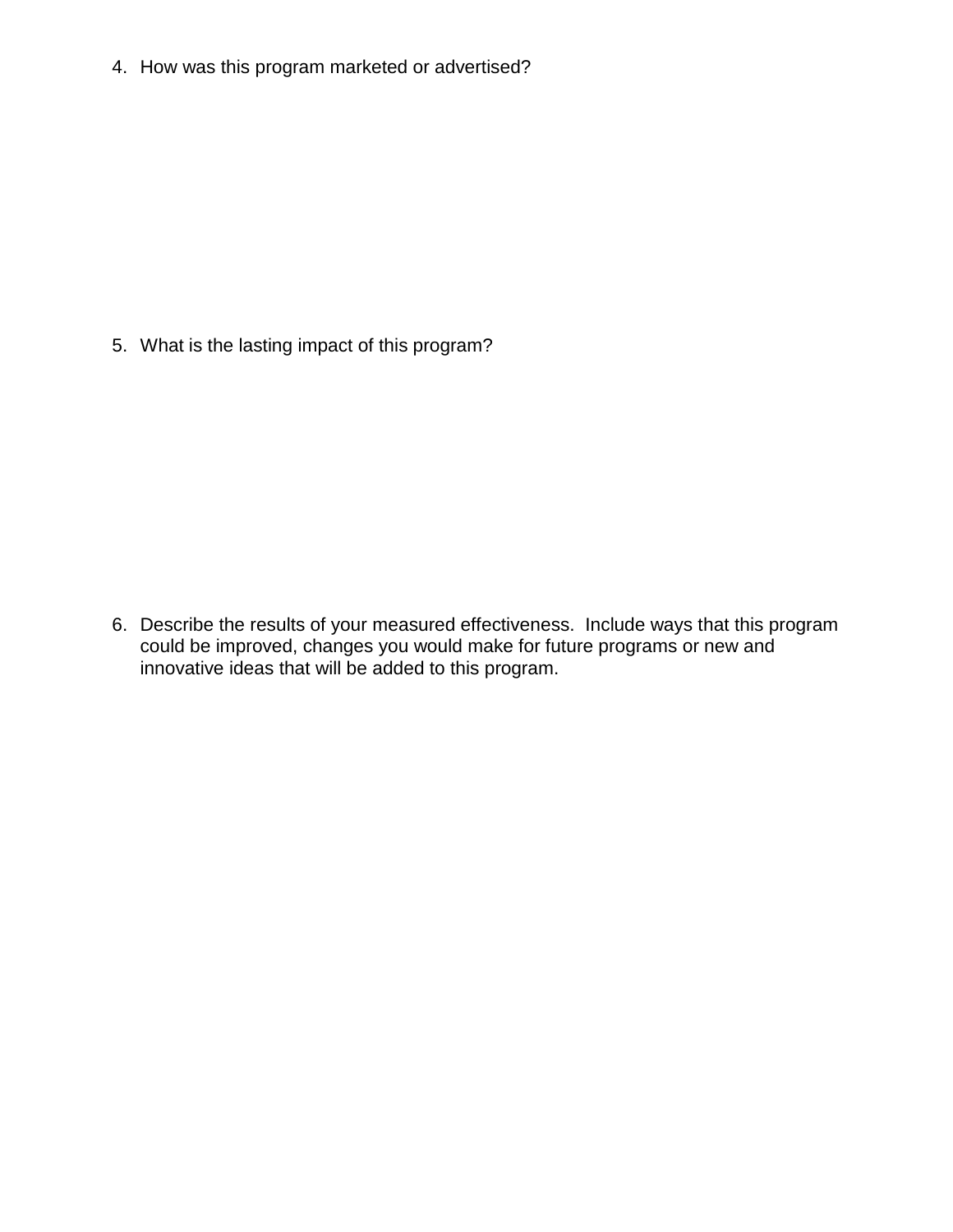4. How was this program marketed or advertised?

5. What is the lasting impact of this program?

6. Describe the results of your measured effectiveness. Include ways that this program could be improved, changes you would make for future programs or new and innovative ideas that will be added to this program.